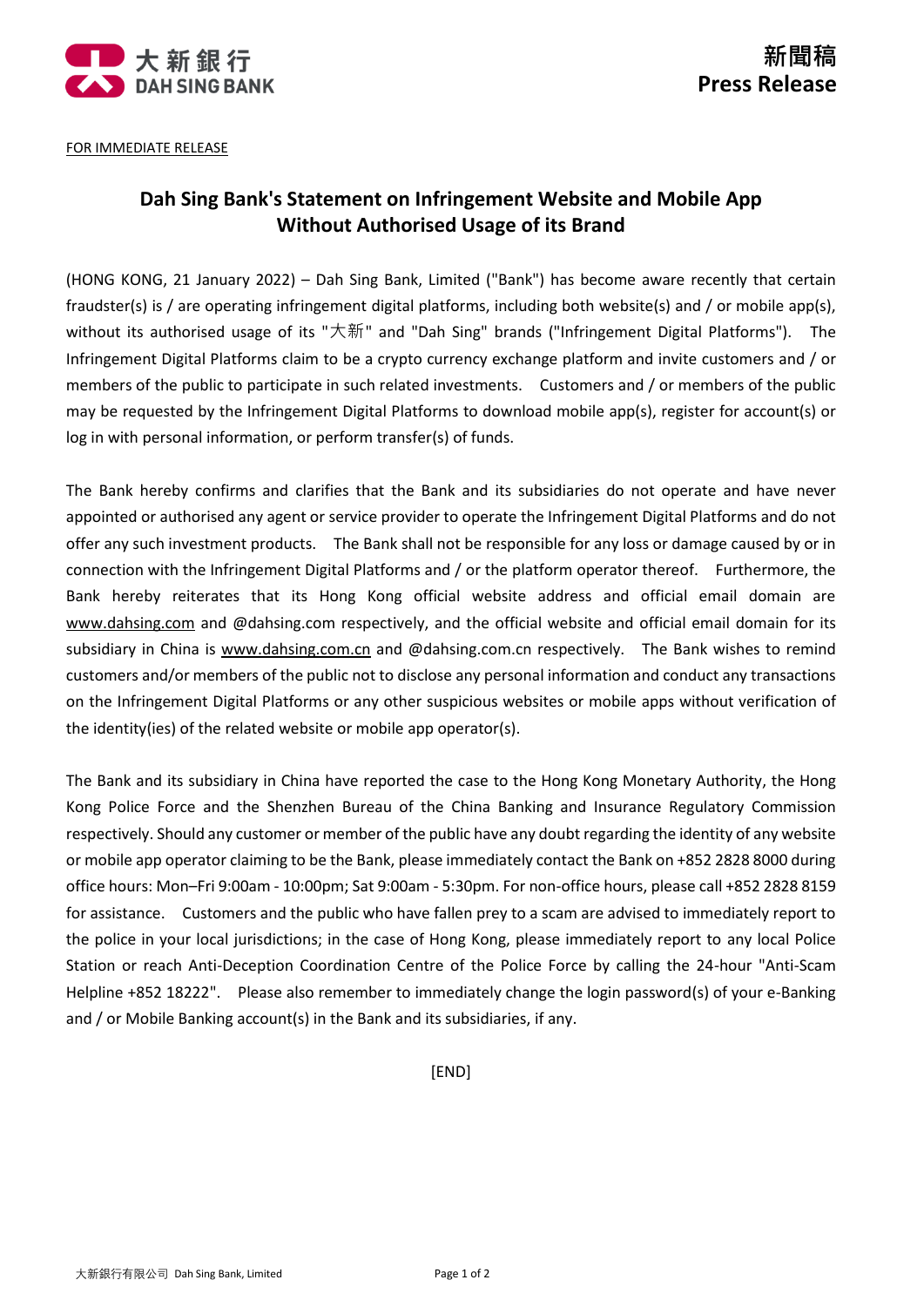新聞稿
Press Release

FOR IMMEDIATE RELEASE

# Dah Sing Bank's Statement on Infringement Website and Mobile App Without Authorised Usage of its Brand

(HONG KONG, 21 January 2022) – Dah Sing Bank, Limited ("Bank") has become aware recently that certain fraudster(s) is / are operating infringement digital platforms, including both website(s) and / or mobile app(s), without its authorised usage of its "大新" and "Dah Sing" brands ("Infringement Digital Platforms"). The Infringement Digital Platforms claim to be a crypto currency exchange platform and invite customers and / or members of the public to participate in such related investments. Customers and / or members of the public may be requested by the Infringement Digital Platforms to download mobile app(s), register for account(s) or log in with personal information, or perform transfer(s) of funds.

The Bank hereby confirms and clarifies that the Bank and its subsidiaries do not operate and have never appointed or authorised any agent or service provider to operate the Infringement Digital Platforms and do not offer any such investment products. The Bank shall not be responsible for any loss or damage caused by or in connection with the Infringement Digital Platforms and / or the platform operator thereof. Furthermore, the Bank hereby reiterates that its Hong Kong official website address and official email domain are www.dahsing.com and @dahsing.com respectively, and the official website and official email domain for its subsidiary in China is www.dahsing.com.cn and @dahsing.com.cn respectively. The Bank wishes to remind customers and/or members of the public not to disclose any personal information and conduct any transactions on the Infringement Digital Platforms or any other suspicious websites or mobile apps without verification of the identity(ies) of the related website or mobile app operator(s).

The Bank and its subsidiary in China have reported the case to the Hong Kong Monetary Authority, the Hong Kong Police Force and the Shenzhen Bureau of the China Banking and Insurance Regulatory Commission respectively. Should any customer or member of the public have any doubt regarding the identity of any website or mobile app operator claiming to be the Bank, please immediately contact the Bank on +852 2828 8000 during office hours: Mon–Fri 9:00am - 10:00pm; Sat 9:00am - 5:30pm. For non-office hours, please call +852 2828 8159 for assistance. Customers and the public who have fallen prey to a scam are advised to immediately report to the police in your local jurisdictions; in the case of Hong Kong, please immediately report to any local Police Station or reach Anti-Deception Coordination Centre of the Police Force by calling the 24-hour "Anti-Scam Helpline +852 18222". Please also remember to immediately change the login password(s) of your e-Banking and / or Mobile Banking account(s) in the Bank and its subsidiaries, if any.

[END]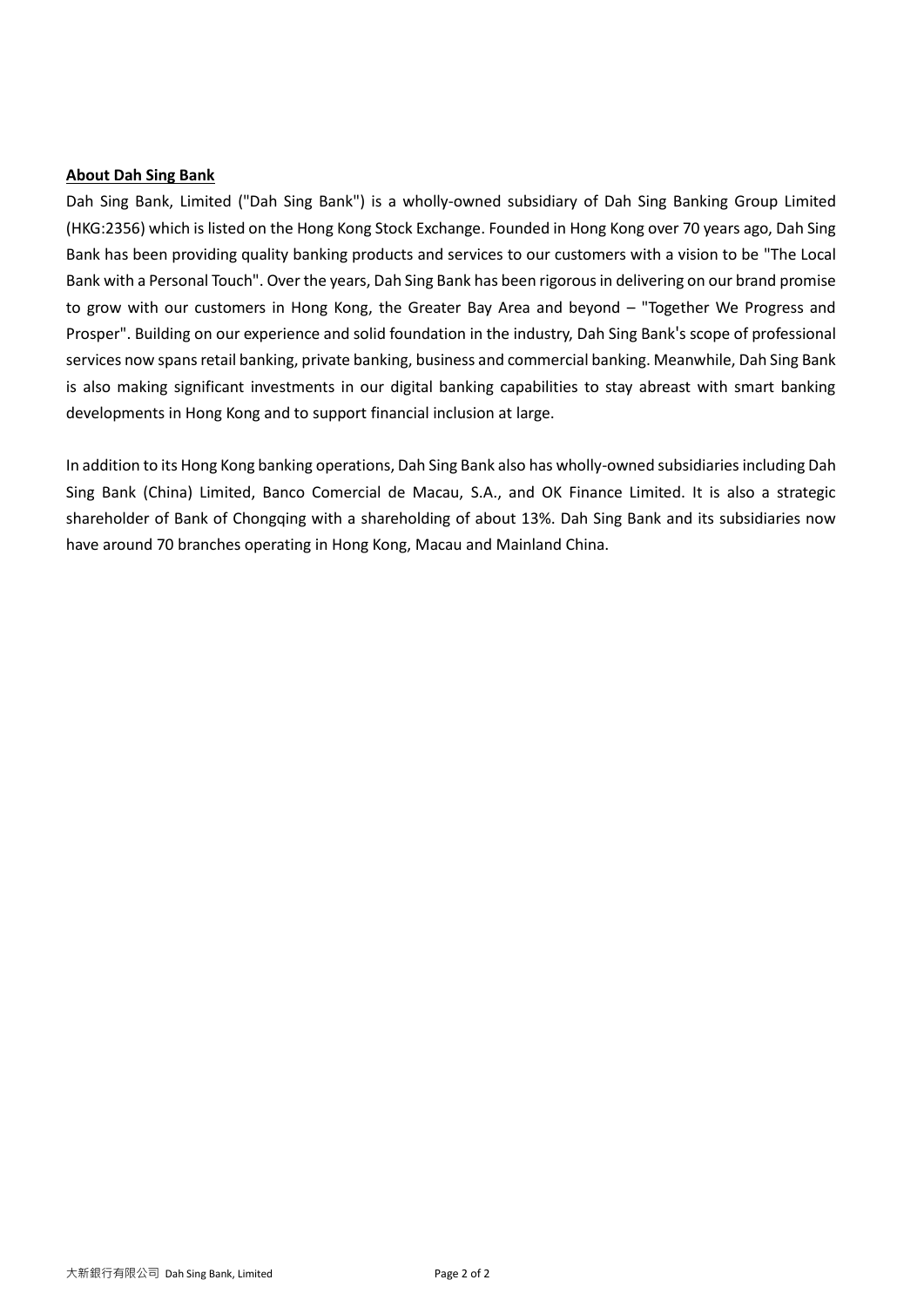**About Dah Sing Bank**

Dah Sing Bank, Limited ("Dah Sing Bank") is a wholly-owned subsidiary of Dah Sing Banking Group Limited (HKG:2356) which is listed on the Hong Kong Stock Exchange. Founded in Hong Kong over 70 years ago, Dah Sing Bank has been providing quality banking products and services to our customers with a vision to be "The Local Bank with a Personal Touch". Over the years, Dah Sing Bank has been rigorous in delivering on our brand promise to grow with our customers in Hong Kong, the Greater Bay Area and beyond – "Together We Progress and Prosper". Building on our experience and solid foundation in the industry, Dah Sing Bank's scope of professional services now spans retail banking, private banking, business and commercial banking. Meanwhile, Dah Sing Bank is also making significant investments in our digital banking capabilities to stay abreast with smart banking developments in Hong Kong and to support financial inclusion at large.

In addition to its Hong Kong banking operations, Dah Sing Bank also has wholly-owned subsidiaries including Dah Sing Bank (China) Limited, Banco Comercial de Macau, S.A., and OK Finance Limited. It is also a strategic shareholder of Bank of Chongqing with a shareholding of about 13%. Dah Sing Bank and its subsidiaries now have around 70 branches operating in Hong Kong, Macau and Mainland China.